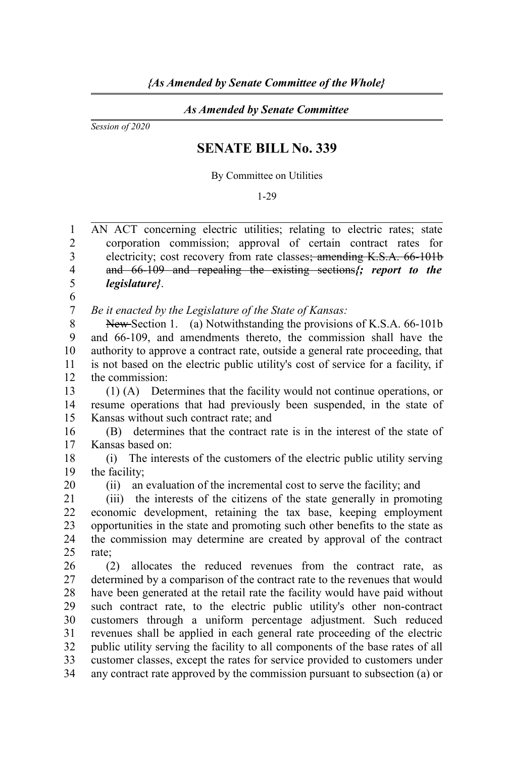*{As Amended by Senate Committee of the Whole}*

*As Amended by Senate Committee*

*Session of 2020*

# SENATE BILL No. 339

By Committee on Utilities

1-29

AN ACT concerning electric utilities; relating to electric rates; state corporation commission; approval of certain contract rates for electricity; cost recovery from rate classes~~; amending K.S.A. 66-101b and 66-109 and repealing the existing sections~~*{; report to the legislature}*.

*Be it enacted by the Legislature of the State of Kansas:*

~~New~~ Section 1. (a) Notwithstanding the provisions of K.S.A. 66-101b and 66-109, and amendments thereto, the commission shall have the authority to approve a contract rate, outside a general rate proceeding, that is not based on the electric public utility's cost of service for a facility, if the commission:

(1) (A) Determines that the facility would not continue operations, or resume operations that had previously been suspended, in the state of Kansas without such contract rate; and

(B) determines that the contract rate is in the interest of the state of Kansas based on:

(i) The interests of the customers of the electric public utility serving the facility;

(ii) an evaluation of the incremental cost to serve the facility; and

(iii) the interests of the citizens of the state generally in promoting economic development, retaining the tax base, keeping employment opportunities in the state and promoting such other benefits to the state as the commission may determine are created by approval of the contract rate;

(2) allocates the reduced revenues from the contract rate, as determined by a comparison of the contract rate to the revenues that would have been generated at the retail rate the facility would have paid without such contract rate, to the electric public utility's other non-contract customers through a uniform percentage adjustment. Such reduced revenues shall be applied in each general rate proceeding of the electric public utility serving the facility to all components of the base rates of all customer classes, except the rates for service provided to customers under any contract rate approved by the commission pursuant to subsection (a) or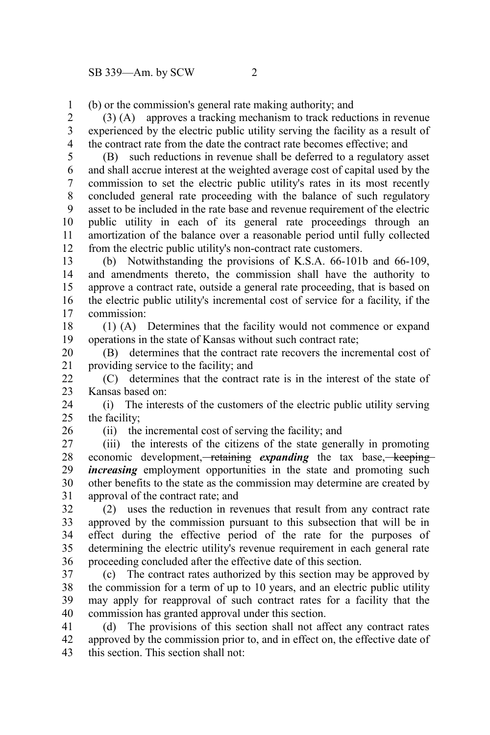(b) or the commission's general rate making authority; and

(3) (A) approves a tracking mechanism to track reductions in revenue experienced by the electric public utility serving the facility as a result of the contract rate from the date the contract rate becomes effective; and

(B) such reductions in revenue shall be deferred to a regulatory asset and shall accrue interest at the weighted average cost of capital used by the commission to set the electric public utility's rates in its most recently concluded general rate proceeding with the balance of such regulatory asset to be included in the rate base and revenue requirement of the electric public utility in each of its general rate proceedings through an amortization of the balance over a reasonable period until fully collected from the electric public utility's non-contract rate customers.

(b) Notwithstanding the provisions of K.S.A. 66-101b and 66-109, and amendments thereto, the commission shall have the authority to approve a contract rate, outside a general rate proceeding, that is based on the electric public utility's incremental cost of service for a facility, if the commission:

(1) (A) Determines that the facility would not commence or expand operations in the state of Kansas without such contract rate;

(B) determines that the contract rate recovers the incremental cost of providing service to the facility; and

(C) determines that the contract rate is in the interest of the state of Kansas based on:

(i) The interests of the customers of the electric public utility serving the facility;

(ii) the incremental cost of serving the facility; and

(iii) the interests of the citizens of the state generally in promoting economic development, ~~retaining~~ ***expanding*** the tax base, ~~keeping~~ ***increasing*** employment opportunities in the state and promoting such other benefits to the state as the commission may determine are created by approval of the contract rate; and

(2) uses the reduction in revenues that result from any contract rate approved by the commission pursuant to this subsection that will be in effect during the effective period of the rate for the purposes of determining the electric utility's revenue requirement in each general rate proceeding concluded after the effective date of this section.

(c) The contract rates authorized by this section may be approved by the commission for a term of up to 10 years, and an electric public utility may apply for reapproval of such contract rates for a facility that the commission has granted approval under this section.

(d) The provisions of this section shall not affect any contract rates approved by the commission prior to, and in effect on, the effective date of this section. This section shall not: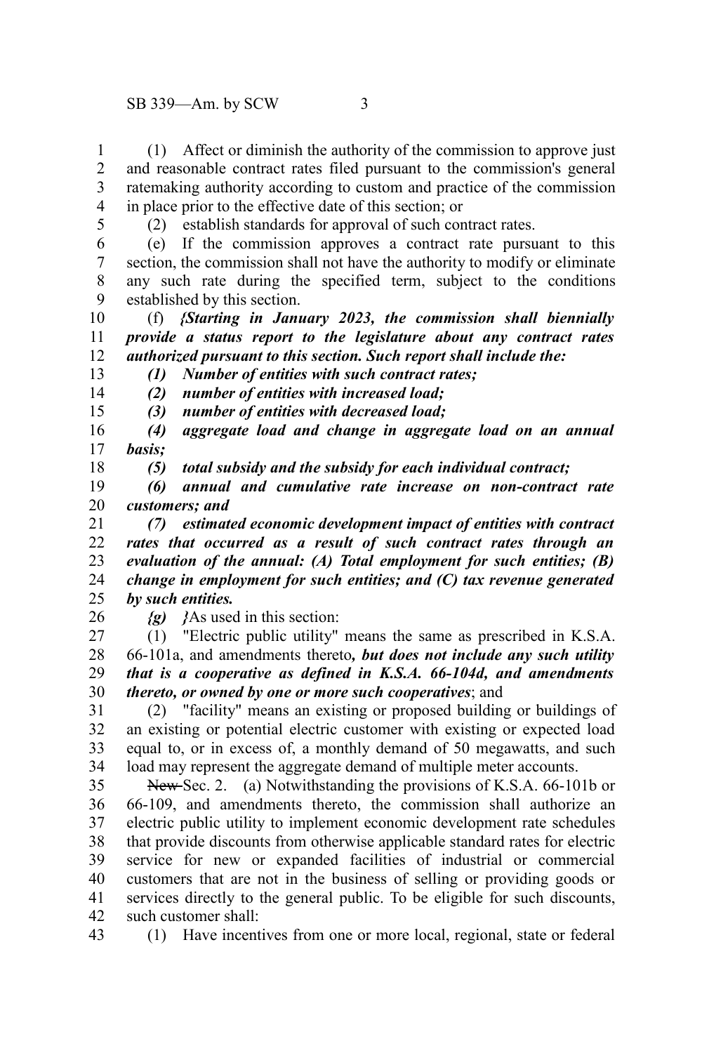(1) Affect or diminish the authority of the commission to approve just and reasonable contract rates filed pursuant to the commission's general ratemaking authority according to custom and practice of the commission in place prior to the effective date of this section; or

(2) establish standards for approval of such contract rates.

(e) If the commission approves a contract rate pursuant to this section, the commission shall not have the authority to modify or eliminate any such rate during the specified term, subject to the conditions established by this section.

(f) ***{Starting in January 2023, the commission shall biennially provide a status report to the legislature about any contract rates authorized pursuant to this section. Such report shall include the:***

***(1) Number of entities with such contract rates;***

***(2) number of entities with increased load;***

***(3) number of entities with decreased load;***

***(4) aggregate load and change in aggregate load on an annual basis;***

***(5) total subsidy and the subsidy for each individual contract;***

***(6) annual and cumulative rate increase on non-contract rate customers; and***

***(7) estimated economic development impact of entities with contract rates that occurred as a result of such contract rates through an evaluation of the annual: (A) Total employment for such entities; (B) change in employment for such entities; and (C) tax revenue generated by such entities.***

***{g) }***As used in this section:

(1) "Electric public utility" means the same as prescribed in K.S.A. 66-101a, and amendments thereto***, but does not include any such utility that is a cooperative as defined in K.S.A. 66-104d, and amendments thereto, or owned by one or more such cooperatives***; and

(2) "facility" means an existing or proposed building or buildings of an existing or potential electric customer with existing or expected load equal to, or in excess of, a monthly demand of 50 megawatts, and such load may represent the aggregate demand of multiple meter accounts.

~~New~~ Sec. 2. (a) Notwithstanding the provisions of K.S.A. 66-101b or 66-109, and amendments thereto, the commission shall authorize an electric public utility to implement economic development rate schedules that provide discounts from otherwise applicable standard rates for electric service for new or expanded facilities of industrial or commercial customers that are not in the business of selling or providing goods or services directly to the general public. To be eligible for such discounts, such customer shall:

(1) Have incentives from one or more local, regional, state or federal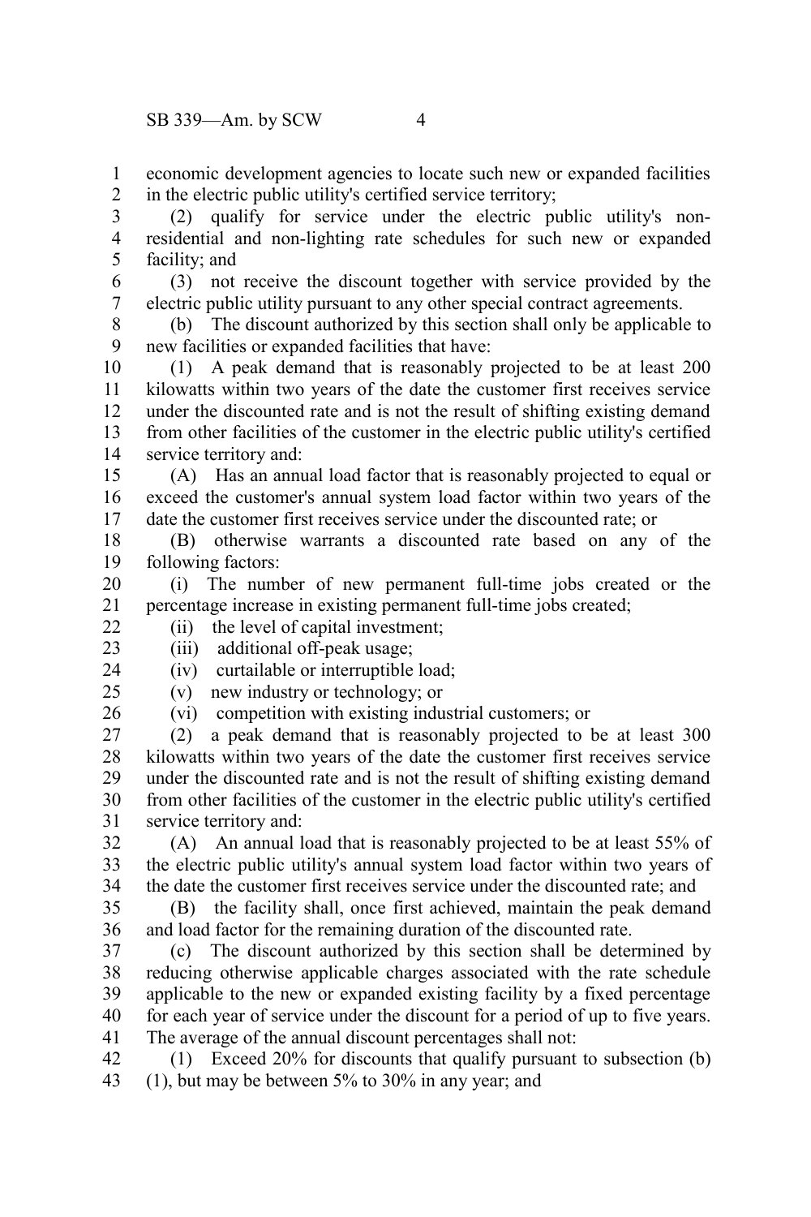economic development agencies to locate such new or expanded facilities in the electric public utility's certified service territory;

(2) qualify for service under the electric public utility's non-residential and non-lighting rate schedules for such new or expanded facility; and

(3) not receive the discount together with service provided by the electric public utility pursuant to any other special contract agreements.

(b) The discount authorized by this section shall only be applicable to new facilities or expanded facilities that have:

(1) A peak demand that is reasonably projected to be at least 200 kilowatts within two years of the date the customer first receives service under the discounted rate and is not the result of shifting existing demand from other facilities of the customer in the electric public utility's certified service territory and:

(A) Has an annual load factor that is reasonably projected to equal or exceed the customer's annual system load factor within two years of the date the customer first receives service under the discounted rate; or

(B) otherwise warrants a discounted rate based on any of the following factors:

(i) The number of new permanent full-time jobs created or the percentage increase in existing permanent full-time jobs created;

(ii) the level of capital investment;

(iii) additional off-peak usage;

(iv) curtailable or interruptible load;

(v) new industry or technology; or

(vi) competition with existing industrial customers; or

(2) a peak demand that is reasonably projected to be at least 300 kilowatts within two years of the date the customer first receives service under the discounted rate and is not the result of shifting existing demand from other facilities of the customer in the electric public utility's certified service territory and:

(A) An annual load that is reasonably projected to be at least 55% of the electric public utility's annual system load factor within two years of the date the customer first receives service under the discounted rate; and

(B) the facility shall, once first achieved, maintain the peak demand and load factor for the remaining duration of the discounted rate.

(c) The discount authorized by this section shall be determined by reducing otherwise applicable charges associated with the rate schedule applicable to the new or expanded existing facility by a fixed percentage for each year of service under the discount for a period of up to five years. The average of the annual discount percentages shall not:

(1) Exceed 20% for discounts that qualify pursuant to subsection (b) (1), but may be between 5% to 30% in any year; and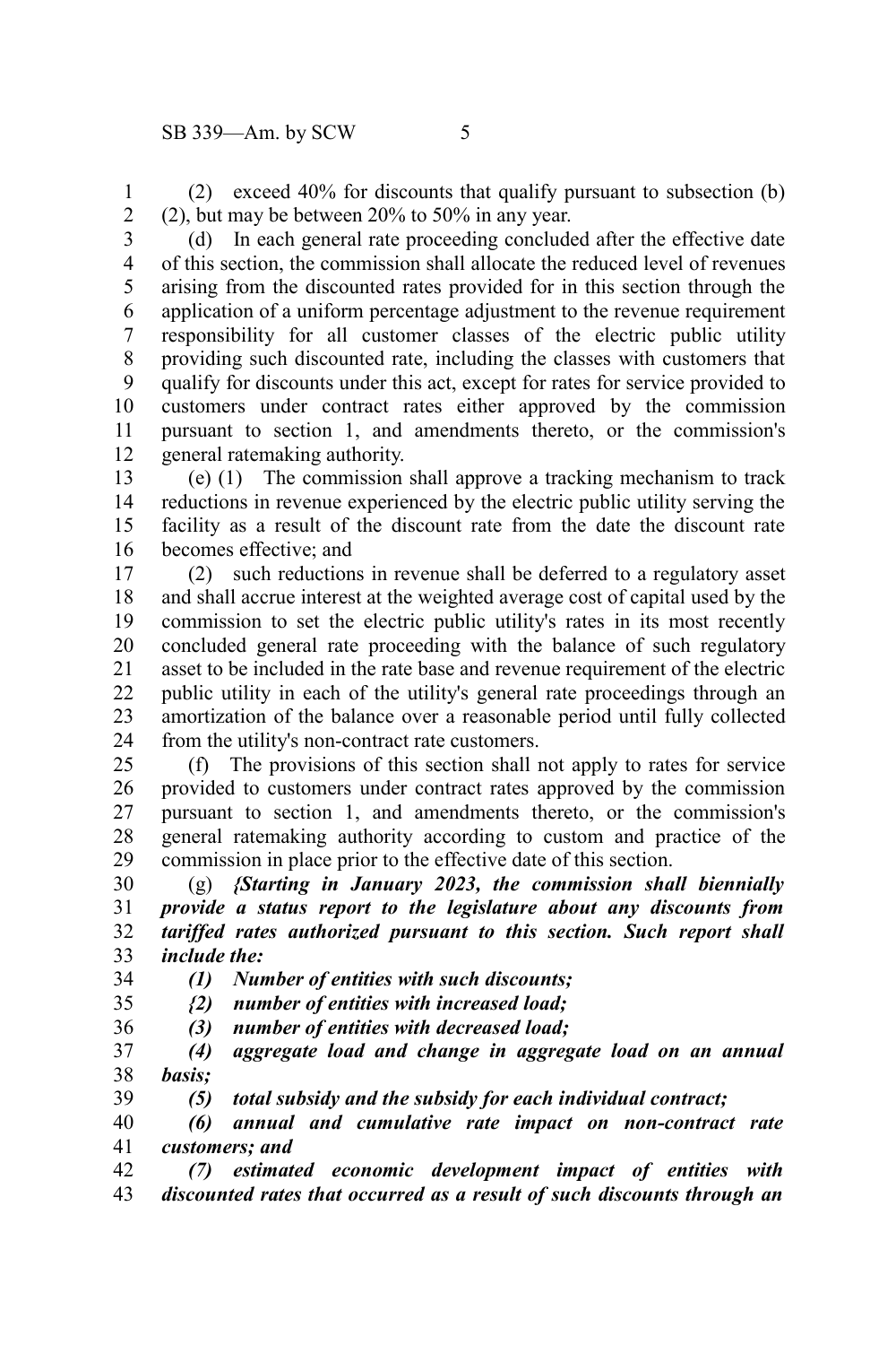(2) exceed 40% for discounts that qualify pursuant to subsection (b) (2), but may be between 20% to 50% in any year.

(d) In each general rate proceeding concluded after the effective date of this section, the commission shall allocate the reduced level of revenues arising from the discounted rates provided for in this section through the application of a uniform percentage adjustment to the revenue requirement responsibility for all customer classes of the electric public utility providing such discounted rate, including the classes with customers that qualify for discounts under this act, except for rates for service provided to customers under contract rates either approved by the commission pursuant to section 1, and amendments thereto, or the commission's general ratemaking authority.

(e) (1) The commission shall approve a tracking mechanism to track reductions in revenue experienced by the electric public utility serving the facility as a result of the discount rate from the date the discount rate becomes effective; and

(2) such reductions in revenue shall be deferred to a regulatory asset and shall accrue interest at the weighted average cost of capital used by the commission to set the electric public utility's rates in its most recently concluded general rate proceeding with the balance of such regulatory asset to be included in the rate base and revenue requirement of the electric public utility in each of the utility's general rate proceedings through an amortization of the balance over a reasonable period until fully collected from the utility's non-contract rate customers.

(f) The provisions of this section shall not apply to rates for service provided to customers under contract rates approved by the commission pursuant to section 1, and amendments thereto, or the commission's general ratemaking authority according to custom and practice of the commission in place prior to the effective date of this section.

(g) ***{Starting in January 2023, the commission shall biennially provide a status report to the legislature about any discounts from tariffed rates authorized pursuant to this section. Such report shall include the:***

***(1) Number of entities with such discounts;***

***{2) number of entities with increased load;***

***(3) number of entities with decreased load;***

***(4) aggregate load and change in aggregate load on an annual basis;***

***(5) total subsidy and the subsidy for each individual contract;***

***(6) annual and cumulative rate impact on non-contract rate customers; and***

***(7) estimated economic development impact of entities with discounted rates that occurred as a result of such discounts through an***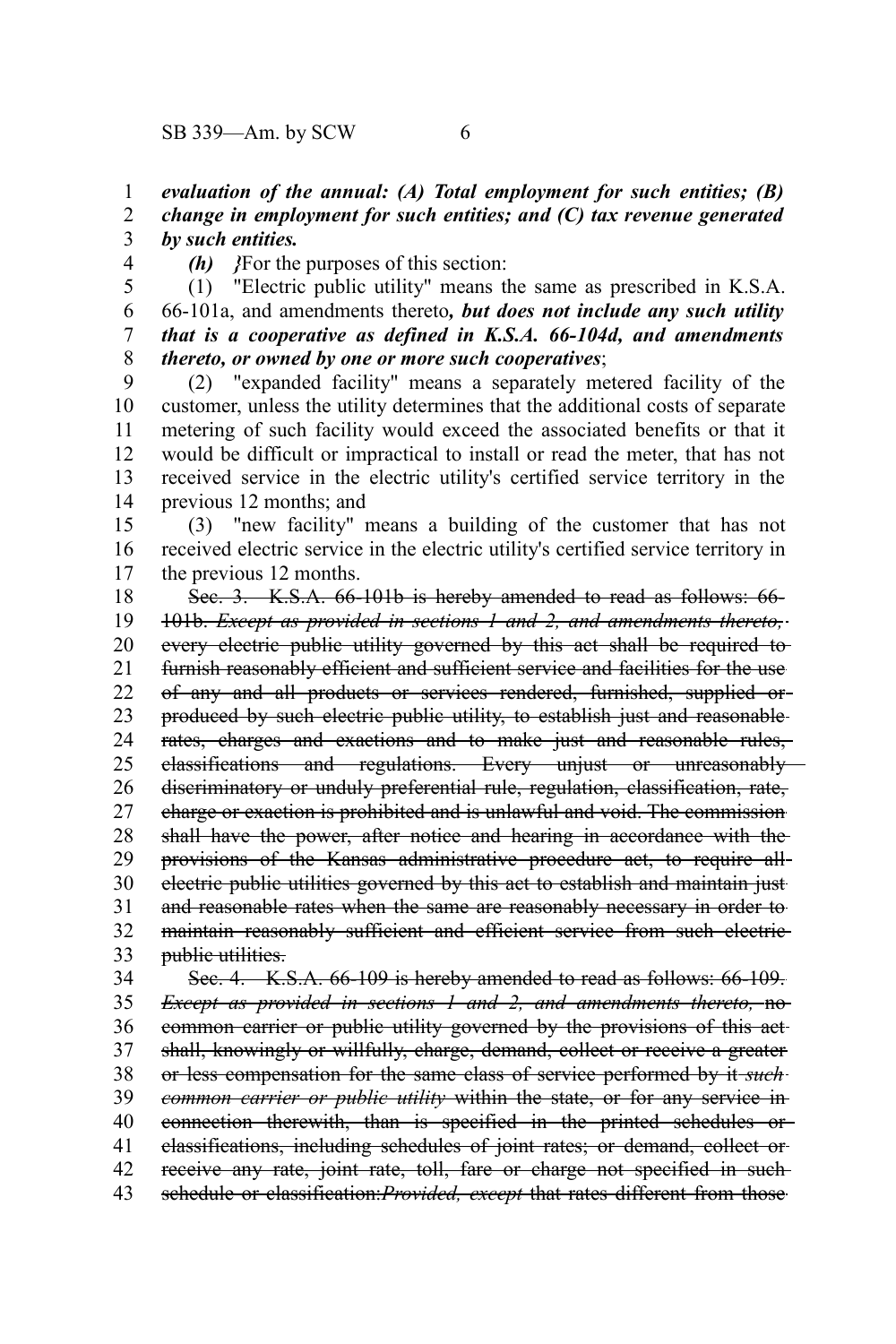***evaluation of the annual: (A) Total employment for such entities; (B) change in employment for such entities; and (C) tax revenue generated by such entities.***

***(h)*** *}*For the purposes of this section:

(1) "Electric public utility" means the same as prescribed in K.S.A. 66-101a, and amendments thereto***, but does not include any such utility that is a cooperative as defined in K.S.A. 66-104d, and amendments thereto, or owned by one or more such cooperatives***;

(2) "expanded facility" means a separately metered facility of the customer, unless the utility determines that the additional costs of separate metering of such facility would exceed the associated benefits or that it would be difficult or impractical to install or read the meter, that has not received service in the electric utility's certified service territory in the previous 12 months; and

(3) "new facility" means a building of the customer that has not received electric service in the electric utility's certified service territory in the previous 12 months.

~~Sec. 3. K.S.A. 66-101b is hereby amended to read as follows: 66-101b.~~ ~~*Except as provided in sections 1 and 2, and amendments thereto,*~~ ~~every electric public utility governed by this act shall be required to furnish reasonably efficient and sufficient service and facilities for the use of any and all products or services rendered, furnished, supplied or produced by such electric public utility, to establish just and reasonable rates, charges and exactions and to make just and reasonable rules, classifications and regulations. Every unjust or unreasonably discriminatory or unduly preferential rule, regulation, classification, rate, charge or exaction is prohibited and is unlawful and void. The commission shall have the power, after notice and hearing in accordance with the provisions of the Kansas administrative procedure act, to require all electric public utilities governed by this act to establish and maintain just and reasonable rates when the same are reasonably necessary in order to maintain reasonably sufficient and efficient service from such electric public utilities.~~

~~Sec. 4. K.S.A. 66-109 is hereby amended to read as follows: 66-109.~~ ~~*Except as provided in sections 1 and 2, and amendments thereto,*~~ ~~no common carrier or public utility governed by the provisions of this act shall, knowingly or willfully, charge, demand, collect or receive a greater or less compensation for the same class of service performed by it~~ ~~*such common carrier or public utility*~~ ~~within the state, or for any service in connection therewith, than is specified in the printed schedules or classifications, including schedules of joint rates; or demand, collect or receive any rate, joint rate, toll, fare or charge not specified in such schedule or classification:~~~~*Provided, except*~~ ~~that rates different from those~~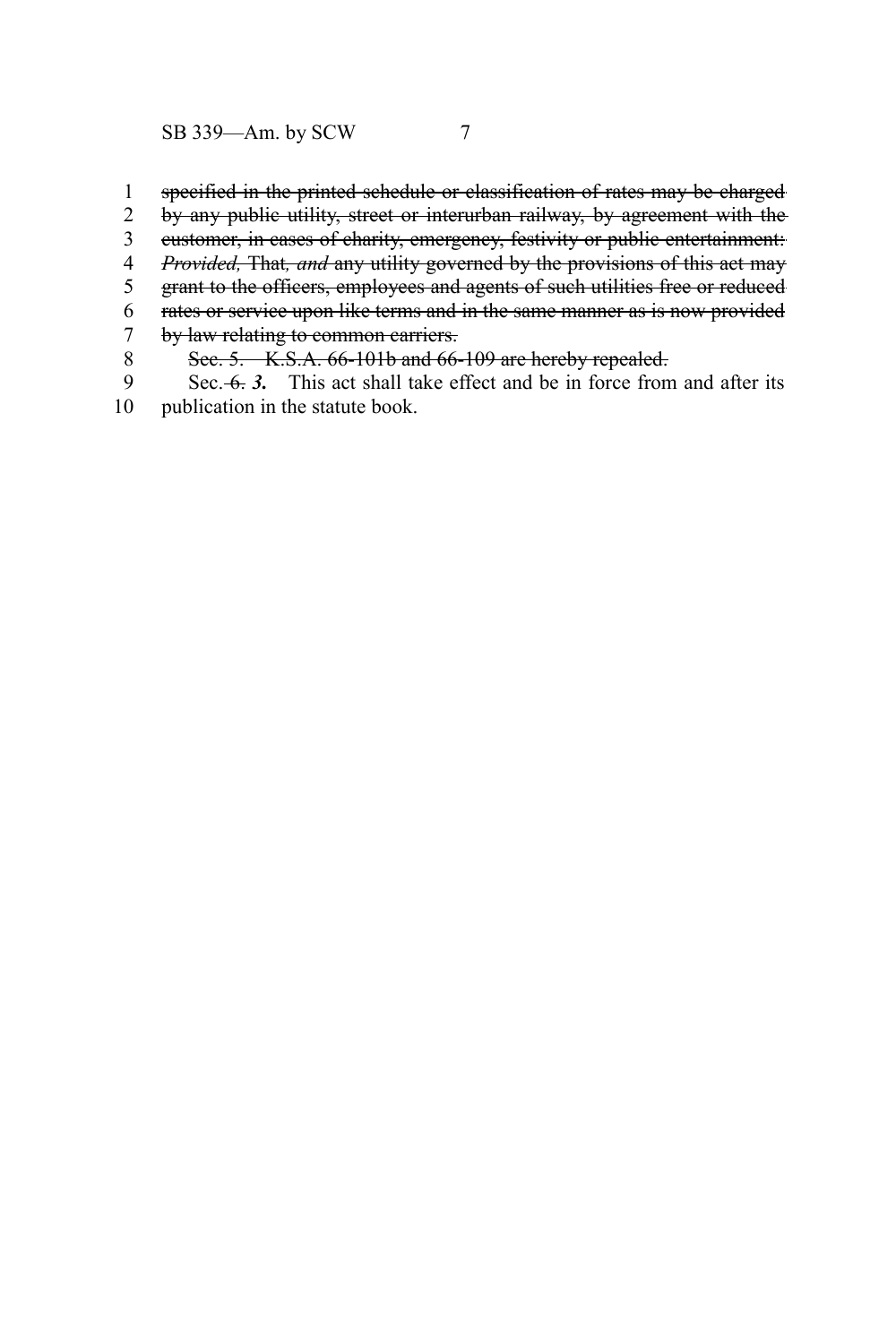~~specified in the printed schedule or classification of rates may be charged by any public utility, street or interurban railway, by agreement with the customer, in cases of charity, emergency, festivity or public entertainment:~~ ~~*Provided,* That~~*, and* ~~any utility governed by the provisions of this act may grant to the officers, employees and agents of such utilities free or reduced rates or service upon like terms and in the same manner as is now provided by law relating to common carriers.~~

~~Sec. 5. K.S.A. 66-101b and 66-109 are hereby repealed.~~

Sec. ~~6.~~ ***3.*** This act shall take effect and be in force from and after its publication in the statute book.